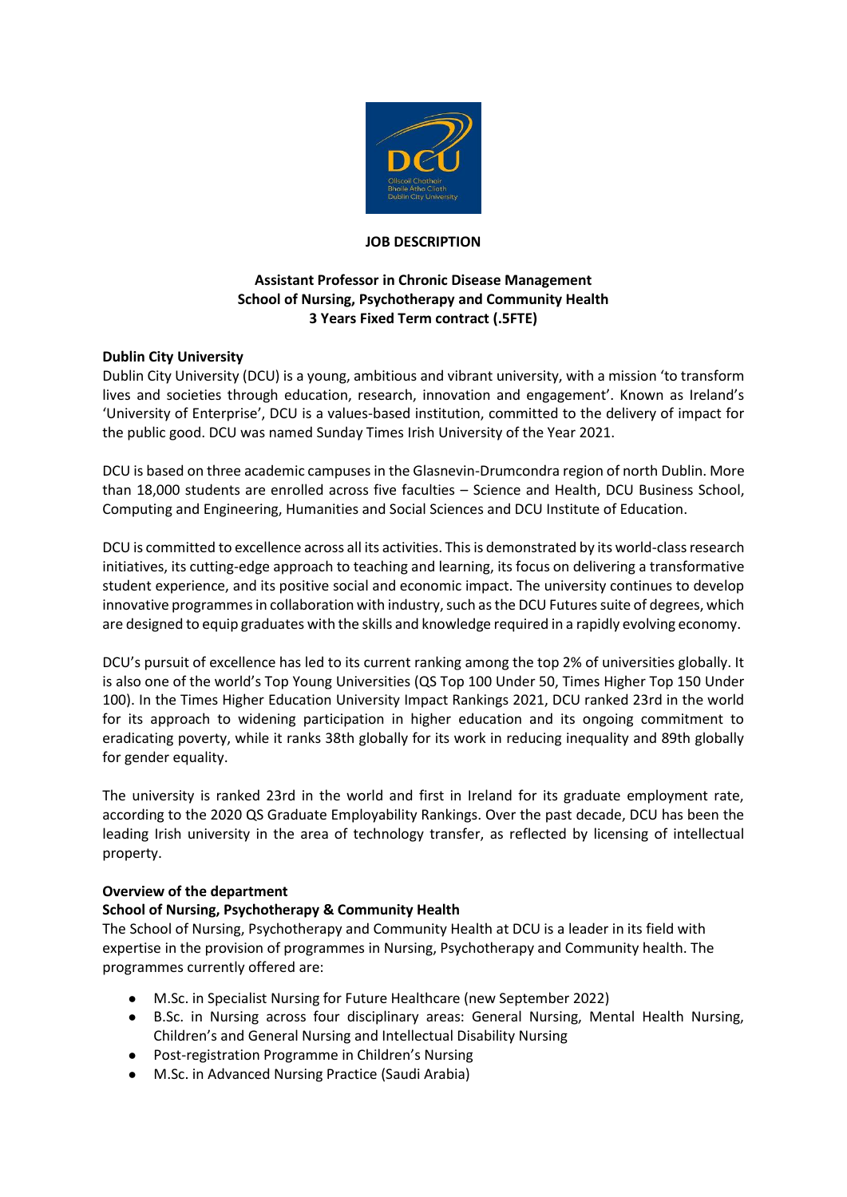**JOB DESCRIPTION**

**Assistant Professor in Chronic Disease Management**
**School of Nursing, Psychotherapy and Community Health**
**3 Years Fixed Term contract (.5FTE)**

**Dublin City University**

Dublin City University (DCU) is a young, ambitious and vibrant university, with a mission 'to transform lives and societies through education, research, innovation and engagement'. Known as Ireland's 'University of Enterprise', DCU is a values-based institution, committed to the delivery of impact for the public good. DCU was named Sunday Times Irish University of the Year 2021.

DCU is based on three academic campuses in the Glasnevin-Drumcondra region of north Dublin. More than 18,000 students are enrolled across five faculties – Science and Health, DCU Business School, Computing and Engineering, Humanities and Social Sciences and DCU Institute of Education.

DCU is committed to excellence across all its activities. This is demonstrated by its world-class research initiatives, its cutting-edge approach to teaching and learning, its focus on delivering a transformative student experience, and its positive social and economic impact. The university continues to develop innovative programmes in collaboration with industry, such as the DCU Futures suite of degrees, which are designed to equip graduates with the skills and knowledge required in a rapidly evolving economy.

DCU's pursuit of excellence has led to its current ranking among the top 2% of universities globally. It is also one of the world's Top Young Universities (QS Top 100 Under 50, Times Higher Top 150 Under 100). In the Times Higher Education University Impact Rankings 2021, DCU ranked 23rd in the world for its approach to widening participation in higher education and its ongoing commitment to eradicating poverty, while it ranks 38th globally for its work in reducing inequality and 89th globally for gender equality.

The university is ranked 23rd in the world and first in Ireland for its graduate employment rate, according to the 2020 QS Graduate Employability Rankings. Over the past decade, DCU has been the leading Irish university in the area of technology transfer, as reflected by licensing of intellectual property.

**Overview of the department**

**School of Nursing, Psychotherapy & Community Health**

The School of Nursing, Psychotherapy and Community Health at DCU is a leader in its field with expertise in the provision of programmes in Nursing, Psychotherapy and Community health. The programmes currently offered are:

- M.Sc. in Specialist Nursing for Future Healthcare (new September 2022)
- B.Sc. in Nursing across four disciplinary areas: General Nursing, Mental Health Nursing, Children's and General Nursing and Intellectual Disability Nursing
- Post-registration Programme in Children's Nursing
- M.Sc. in Advanced Nursing Practice (Saudi Arabia)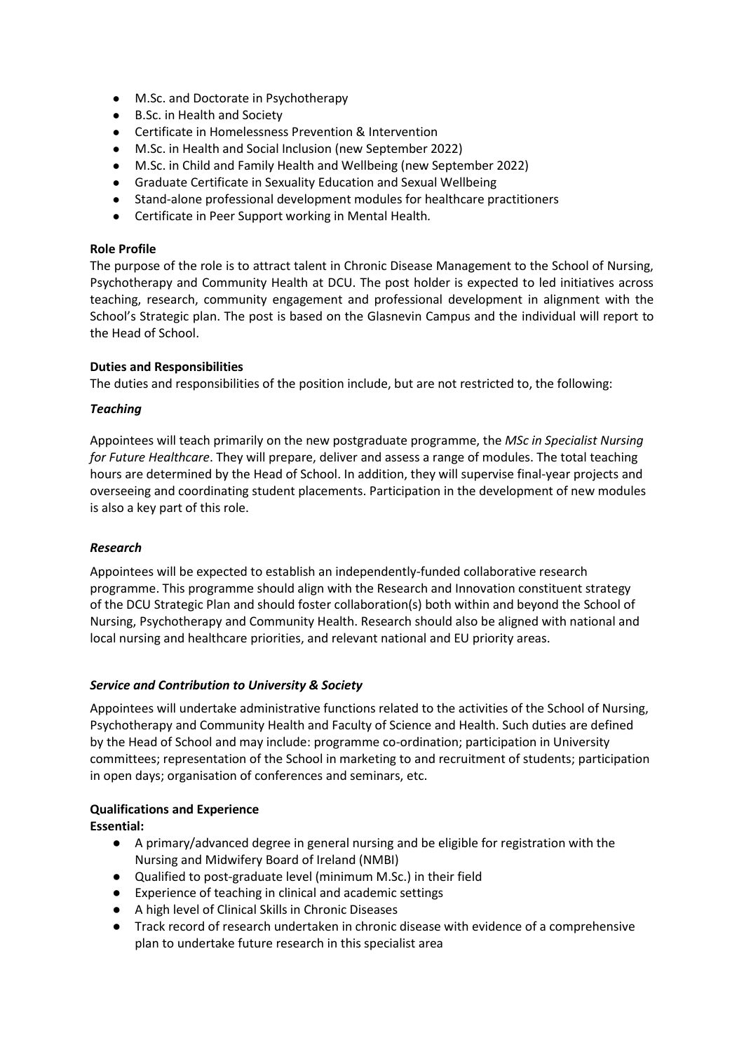- M.Sc. and Doctorate in Psychotherapy
- B.Sc. in Health and Society
- Certificate in Homelessness Prevention & Intervention
- M.Sc. in Health and Social Inclusion (new September 2022)
- M.Sc. in Child and Family Health and Wellbeing (new September 2022)
- Graduate Certificate in Sexuality Education and Sexual Wellbeing
- Stand-alone professional development modules for healthcare practitioners
- Certificate in Peer Support working in Mental Health.

**Role Profile**

The purpose of the role is to attract talent in Chronic Disease Management to the School of Nursing, Psychotherapy and Community Health at DCU. The post holder is expected to led initiatives across teaching, research, community engagement and professional development in alignment with the School's Strategic plan. The post is based on the Glasnevin Campus and the individual will report to the Head of School.

**Duties and Responsibilities**

The duties and responsibilities of the position include, but are not restricted to, the following:

***Teaching***

Appointees will teach primarily on the new postgraduate programme, the *MSc in Specialist Nursing for Future Healthcare*. They will prepare, deliver and assess a range of modules. The total teaching hours are determined by the Head of School. In addition, they will supervise final-year projects and overseeing and coordinating student placements. Participation in the development of new modules is also a key part of this role.

***Research***

Appointees will be expected to establish an independently-funded collaborative research programme. This programme should align with the Research and Innovation constituent strategy of the DCU Strategic Plan and should foster collaboration(s) both within and beyond the School of Nursing, Psychotherapy and Community Health. Research should also be aligned with national and local nursing and healthcare priorities, and relevant national and EU priority areas.

***Service and Contribution to University & Society***

Appointees will undertake administrative functions related to the activities of the School of Nursing, Psychotherapy and Community Health and Faculty of Science and Health. Such duties are defined by the Head of School and may include: programme co-ordination; participation in University committees; representation of the School in marketing to and recruitment of students; participation in open days; organisation of conferences and seminars, etc.

**Qualifications and Experience**

**Essential:**

- A primary/advanced degree in general nursing and be eligible for registration with the Nursing and Midwifery Board of Ireland (NMBI)
- Qualified to post-graduate level (minimum M.Sc.) in their field
- Experience of teaching in clinical and academic settings
- A high level of Clinical Skills in Chronic Diseases
- Track record of research undertaken in chronic disease with evidence of a comprehensive plan to undertake future research in this specialist area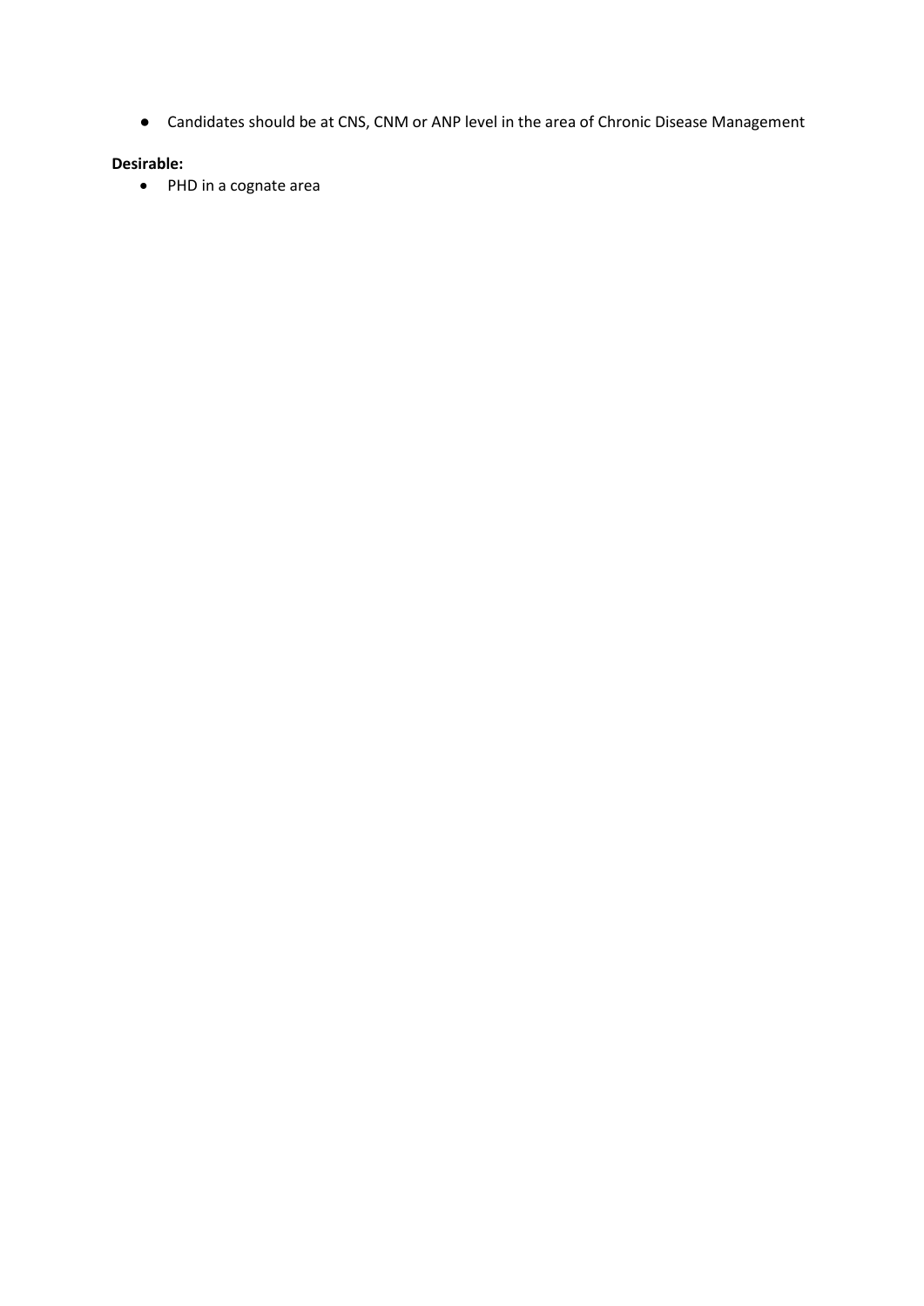- Candidates should be at CNS, CNM or ANP level in the area of Chronic Disease Management

**Desirable:**

- PHD in a cognate area